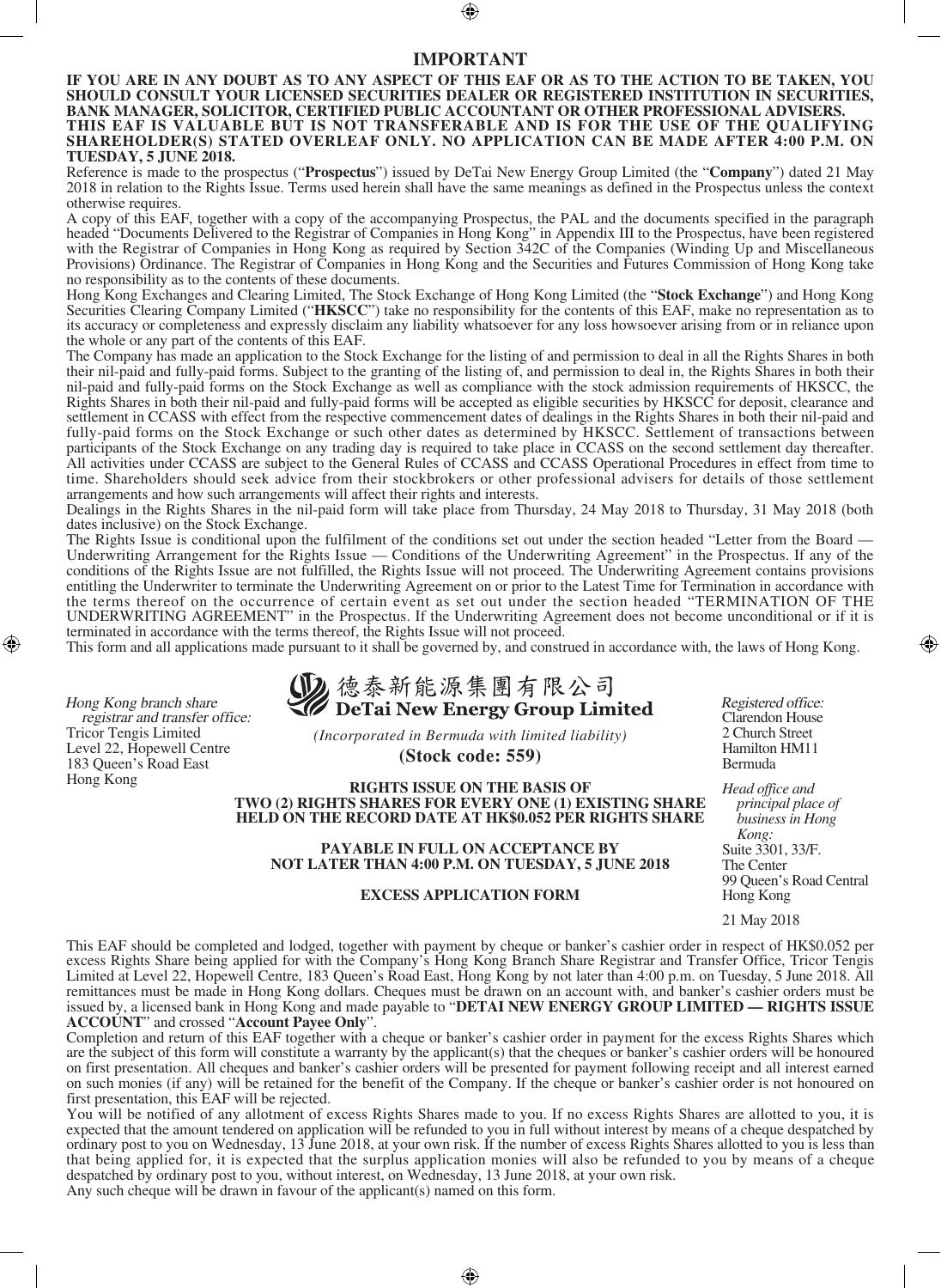# IMPORTANT

**IF YOU ARE IN ANY DOUBT AS TO ANY ASPECT OF THIS EAF OR AS TO THE ACTION TO BE TAKEN, YOU SHOULD CONSULT YOUR LICENSED SECURITIES DEALER OR REGISTERED INSTITUTION IN SECURITIES, BANK MANAGER, SOLICITOR, CERTIFIED PUBLIC ACCOUNTANT OR OTHER PROFESSIONAL ADVISERS.**

**THIS EAF IS VALUABLE BUT IS NOT TRANSFERABLE AND IS FOR THE USE OF THE QUALIFYING SHAREHOLDER(S) STATED OVERLEAF ONLY. NO APPLICATION CAN BE MADE AFTER 4:00 P.M. ON TUESDAY, 5 JUNE 2018.**

Reference is made to the prospectus ("**Prospectus**") issued by DeTai New Energy Group Limited (the "**Company**") dated 21 May 2018 in relation to the Rights Issue. Terms used herein shall have the same meanings as defined in the Prospectus unless the context otherwise requires.

A copy of this EAF, together with a copy of the accompanying Prospectus, the PAL and the documents specified in the paragraph headed "Documents Delivered to the Registrar of Companies in Hong Kong" in Appendix III to the Prospectus, have been registered with the Registrar of Companies in Hong Kong as required by Section 342C of the Companies (Winding Up and Miscellaneous Provisions) Ordinance. The Registrar of Companies in Hong Kong and the Securities and Futures Commission of Hong Kong take no responsibility as to the contents of these documents.

Hong Kong Exchanges and Clearing Limited, The Stock Exchange of Hong Kong Limited (the "**Stock Exchange**") and Hong Kong Securities Clearing Company Limited ("**HKSCC**") take no responsibility for the contents of this EAF, make no representation as to its accuracy or completeness and expressly disclaim any liability whatsoever for any loss howsoever arising from or in reliance upon the whole or any part of the contents of this EAF.

The Company has made an application to the Stock Exchange for the listing of and permission to deal in all the Rights Shares in both their nil-paid and fully-paid forms. Subject to the granting of the listing of, and permission to deal in, the Rights Shares in both their nil-paid and fully-paid forms on the Stock Exchange as well as compliance with the stock admission requirements of HKSCC, the Rights Shares in both their nil-paid and fully-paid forms will be accepted as eligible securities by HKSCC for deposit, clearance and settlement in CCASS with effect from the respective commencement dates of dealings in the Rights Shares in both their nil-paid and fully-paid forms on the Stock Exchange or such other dates as determined by HKSCC. Settlement of transactions between participants of the Stock Exchange on any trading day is required to take place in CCASS on the second settlement day thereafter. All activities under CCASS are subject to the General Rules of CCASS and CCASS Operational Procedures in effect from time to time. Shareholders should seek advice from their stockbrokers or other professional advisers for details of those settlement arrangements and how such arrangements will affect their rights and interests.

Dealings in the Rights Shares in the nil-paid form will take place from Thursday, 24 May 2018 to Thursday, 31 May 2018 (both dates inclusive) on the Stock Exchange.

The Rights Issue is conditional upon the fulfilment of the conditions set out under the section headed "Letter from the Board — Underwriting Arrangement for the Rights Issue — Conditions of the Underwriting Agreement" in the Prospectus. If any of the conditions of the Rights Issue are not fulfilled, the Rights Issue will not proceed. The Underwriting Agreement contains provisions entitling the Underwriter to terminate the Underwriting Agreement on or prior to the Latest Time for Termination in accordance with the terms thereof on the occurrence of certain event as set out under the section headed "TERMINATION OF THE UNDERWRITING AGREEMENT" in the Prospectus. If the Underwriting Agreement does not become unconditional or if it is terminated in accordance with the terms thereof, the Rights Issue will not proceed.

This form and all applications made pursuant to it shall be governed by, and construed in accordance with, the laws of Hong Kong.

*Hong Kong branch share registrar and transfer office:*
Tricor Tengis Limited
Level 22, Hopewell Centre
183 Queen's Road East
Hong Kong

## 德泰新能源集團有限公司
## DeTai New Energy Group Limited

*(Incorporated in Bermuda with limited liability)*

**(Stock code: 559)**

*Registered office:*
Clarendon House
2 Church Street
Hamilton HM11
Bermuda

*Head office and principal place of business in Hong Kong:*
Suite 3301, 33/F.
The Center
99 Queen's Road Central
Hong Kong

**RIGHTS ISSUE ON THE BASIS OF TWO (2) RIGHTS SHARES FOR EVERY ONE (1) EXISTING SHARE HELD ON THE RECORD DATE AT HK$0.052 PER RIGHTS SHARE**

**PAYABLE IN FULL ON ACCEPTANCE BY NOT LATER THAN 4:00 P.M. ON TUESDAY, 5 JUNE 2018**

**EXCESS APPLICATION FORM**

21 May 2018

This EAF should be completed and lodged, together with payment by cheque or banker's cashier order in respect of HK$0.052 per excess Rights Share being applied for with the Company's Hong Kong Branch Share Registrar and Transfer Office, Tricor Tengis Limited at Level 22, Hopewell Centre, 183 Queen's Road East, Hong Kong by not later than 4:00 p.m. on Tuesday, 5 June 2018. All remittances must be made in Hong Kong dollars. Cheques must be drawn on an account with, and banker's cashier orders must be issued by, a licensed bank in Hong Kong and made payable to "**DETAI NEW ENERGY GROUP LIMITED — RIGHTS ISSUE ACCOUNT**" and crossed "**Account Payee Only**".

Completion and return of this EAF together with a cheque or banker's cashier order in payment for the excess Rights Shares which are the subject of this form will constitute a warranty by the applicant(s) that the cheques or banker's cashier orders will be honoured on first presentation. All cheques and banker's cashier orders will be presented for payment following receipt and all interest earned on such monies (if any) will be retained for the benefit of the Company. If the cheque or banker's cashier order is not honoured on first presentation, this EAF will be rejected.

You will be notified of any allotment of excess Rights Shares made to you. If no excess Rights Shares are allotted to you, it is expected that the amount tendered on application will be refunded to you in full without interest by means of a cheque despatched by ordinary post to you on Wednesday, 13 June 2018, at your own risk. If the number of excess Rights Shares allotted to you is less than that being applied for, it is expected that the surplus application monies will also be refunded to you by means of a cheque despatched by ordinary post to you, without interest, on Wednesday, 13 June 2018, at your own risk.

Any such cheque will be drawn in favour of the applicant(s) named on this form.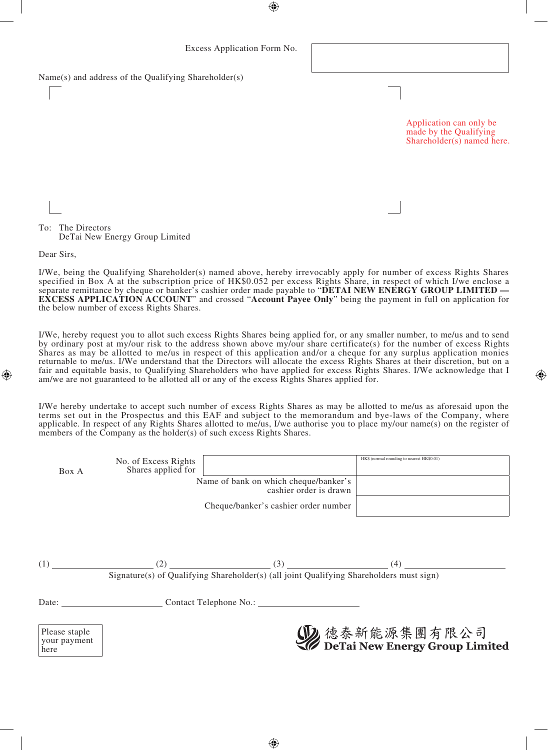Excess Application Form No. 

Name(s) and address of the Qualifying Shareholder(s)

Application can only be made by the Qualifying Shareholder(s) named here.

To: The Directors
DeTai New Energy Group Limited

Dear Sirs,

I/We, being the Qualifying Shareholder(s) named above, hereby irrevocably apply for number of excess Rights Shares specified in Box A at the subscription price of HK$0.052 per excess Rights Share, in respect of which I/we enclose a separate remittance by cheque or banker's cashier order made payable to "**DETAI NEW ENERGY GROUP LIMITED — EXCESS APPLICATION ACCOUNT**" and crossed "**Account Payee Only**" being the payment in full on application for the below number of excess Rights Shares.

I/We, hereby request you to allot such excess Rights Shares being applied for, or any smaller number, to me/us and to send by ordinary post at my/our risk to the address shown above my/our share certificate(s) for the number of excess Rights Shares as may be allotted to me/us in respect of this application and/or a cheque for any surplus application monies returnable to me/us. I/We understand that the Directors will allocate the excess Rights Shares at their discretion, but on a fair and equitable basis, to Qualifying Shareholders who have applied for excess Rights Shares. I/We acknowledge that I am/we are not guaranteed to be allotted all or any of the excess Rights Shares applied for.

I/We hereby undertake to accept such number of excess Rights Shares as may be allotted to me/us as aforesaid upon the terms set out in the Prospectus and this EAF and subject to the memorandum and bye-laws of the Company, where applicable. In respect of any Rights Shares allotted to me/us, I/we authorise you to place my/our name(s) on the register of members of the Company as the holder(s) of such excess Rights Shares.

| Box A | No. of Excess Rights Shares applied for | | HK$ (normal rounding to nearest HK$0.01) |
|---|---|---|---|
| | | Name of bank on which cheque/banker's cashier order is drawn | |
| | | Cheque/banker's cashier order number | |

(1) ____________________ (2) ____________________ (3) ____________________ (4) ____________________

Signature(s) of Qualifying Shareholder(s) (all joint Qualifying Shareholders must sign)

Date: ____________________ Contact Telephone No.: ____________________

Please staple your payment here

德泰新能源集團有限公司
DeTai New Energy Group Limited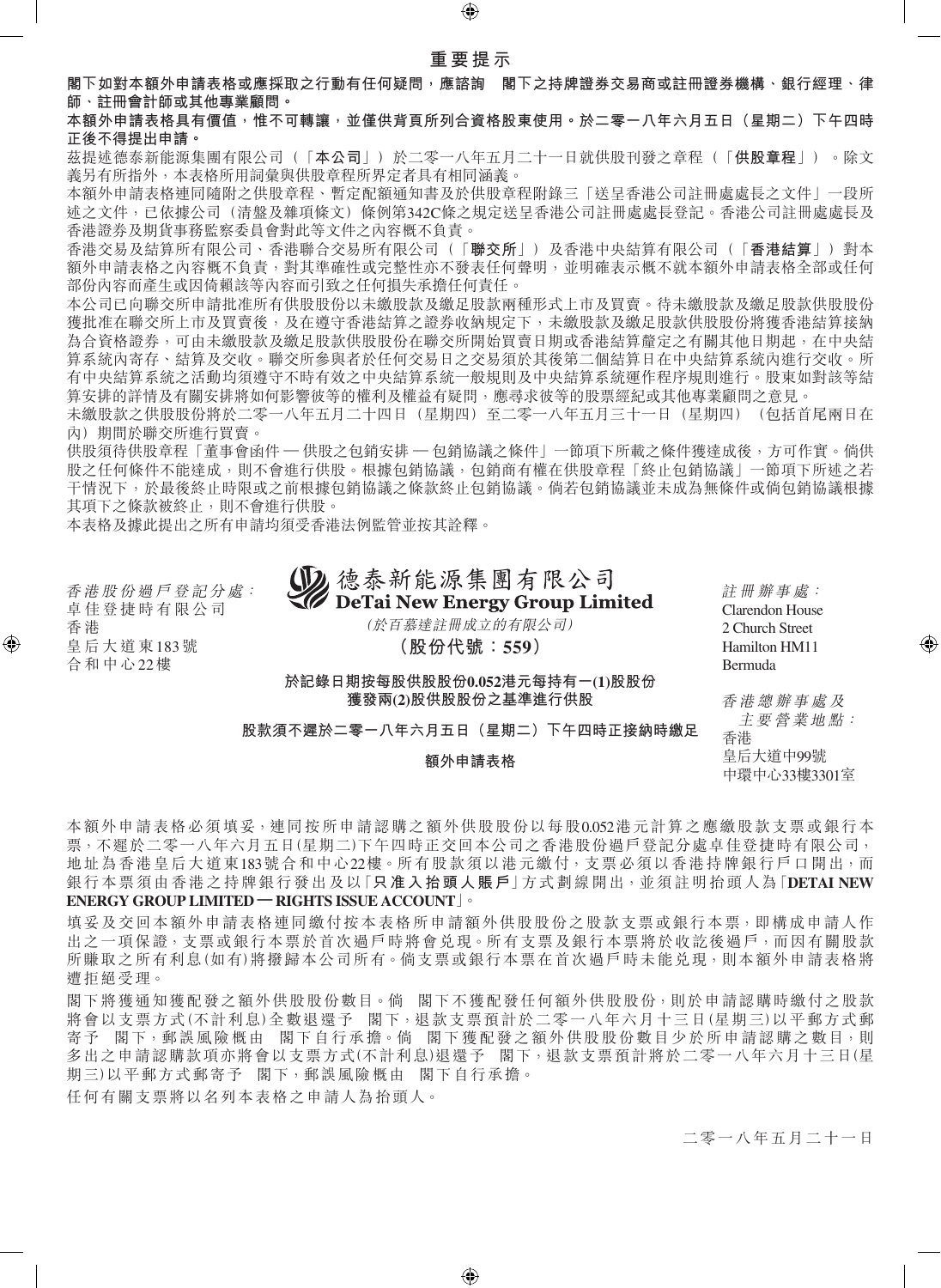# 重要提示

**閣下如對本額外申請表格或應採取之行動有任何疑問，應諮詢　閣下之持牌證券交易商或註冊證券機構、銀行經理、律師、註冊會計師或其他專業顧問。**

**本額外申請表格具有價值，惟不可轉讓，並僅供背頁所列合資格股東使用。於二零一八年六月五日（星期二）下午四時正後不得提出申請。**

茲提述德泰新能源集團有限公司（「**本公司**」）於二零一八年五月二十一日就供股刊發之章程（「**供股章程**」）。除文義另有所指外，本表格所用詞彙與供股章程所界定者具有相同涵義。

本額外申請表格連同隨附之供股章程、暫定配額通知書及於供股章程附錄三「送呈香港公司註冊處處長之文件」一段所述之文件，已依據公司（清盤及雜項條文）條例第342C條之規定送呈香港公司註冊處處長登記。香港公司註冊處處長及香港證券及期貨事務監察委員會對此等文件之內容概不負責。

香港交易及結算所有限公司、香港聯合交易所有限公司（「**聯交所**」）及香港中央結算有限公司（「**香港結算**」）對本額外申請表格之內容概不負責，對其準確性或完整性亦不發表任何聲明，並明確表示概不就本額外申請表格全部或任何部份內容而產生或因倚賴該等內容而引致之任何損失承擔任何責任。

本公司已向聯交所申請批准所有供股股份以未繳股款及繳足股款兩種形式上市及買賣。待未繳股款及繳足股款供股股份獲批准在聯交所上市及買賣後，及在遵守香港結算之證券收納規定下，未繳股款及繳足股款供股股份將獲香港結算接納為合資格證券，可由未繳股款及繳足股款供股股份在聯交所開始買賣日期或香港結算釐定之有關其他日期起，在中央結算系統內寄存、結算及交收。聯交所參與者於任何交易日之交易須於其後第二個結算日在中央結算系統內進行交收。所有中央結算系統之活動均須遵守不時有效之中央結算系統一般規則及中央結算系統運作程序規則進行。股東如對該等結算安排的詳情及有關安排將如何影響彼等的權利及權益有疑問，應尋求彼等的股票經紀或其他專業顧問之意見。

未繳股款之供股股份將於二零一八年五月二十四日（星期四）至二零一八年五月三十一日（星期四）（包括首尾兩日在內）期間於聯交所進行買賣。

供股須待供股章程「董事會函件 — 供股之包銷安排 — 包銷協議之條件」一節項下所載之條件獲達成後，方可作實。倘供股之任何條件不能達成，則不會進行供股。根據包銷協議，包銷商有權在供股章程「終止包銷協議」一節項下所述之若干情況下，於最後終止時限或之前根據包銷協議之條款終止包銷協議。倘若包銷協議並未成為無條件或倘包銷協議根據其項下之條款被終止，則不會進行供股。

本表格及據此提出之所有申請均須受香港法例監管並按其詮釋。

*香港股份過戶登記分處：*
卓佳登捷時有限公司
香港
皇后大道東183號
合和中心22樓

**德泰新能源集團有限公司**
**DeTai New Energy Group Limited**
*（於百慕達註冊成立的有限公司）*
**（股份代號：559）**

**於記錄日期按每股供股股份0.052港元每持有一(1)股股份獲發兩(2)股供股股份之基準進行供股**

**股款須不遲於二零一八年六月五日（星期二）下午四時正接納時繳足**

**額外申請表格**

*註冊辦事處：*
Clarendon House
2 Church Street
Hamilton HM11
Bermuda

*香港總辦事處及主要營業地點：*
香港
皇后大道中99號
中環中心33樓3301室

本額外申請表格必須填妥，連同按所申請認購之額外供股股份以每股0.052港元計算之應繳股款支票或銀行本票，不遲於二零一八年六月五日(星期二)下午四時正交回本公司之香港股份過戶登記分處卓佳登捷時有限公司，地址為香港皇后大道東183號合和中心22樓。所有股款須以港元繳付，支票必須以香港持牌銀行戶口開出，而銀行本票須由香港之持牌銀行發出及以「**只准入抬頭人賬戶**」方式劃線開出，並須註明抬頭人為「**DETAI NEW ENERGY GROUP LIMITED — RIGHTS ISSUE ACCOUNT**」。

填妥及交回本額外申請表格連同繳付按本表格所申請額外供股股份之股款支票或銀行本票，即構成申請人作出之一項保證，支票或銀行本票於首次過戶時將會兌現。所有支票及銀行本票將於收訖後過戶，而因有關股款所賺取之所有利息(如有)將撥歸本公司所有。倘支票或銀行本票在首次過戶時未能兌現，則本額外申請表格將遭拒絕受理。

閣下將獲通知獲配發之額外供股股份數目。倘　閣下不獲配發任何額外供股股份，則於申請認購時繳付之股款將會以支票方式(不計利息)全數退還予　閣下，退款支票預計於二零一八年六月十三日(星期三)以平郵方式郵寄予　閣下，郵誤風險概由　閣下自行承擔。倘　閣下獲配發之額外供股股份數目少於所申請認購之數目，則多出之申請認購款項亦將會以支票方式(不計利息)退還予　閣下，退款支票預計將於二零一八年六月十三日(星期三)以平郵方式郵寄予　閣下，郵誤風險概由　閣下自行承擔。

任何有關支票將以名列本表格之申請人為抬頭人。

二零一八年五月二十一日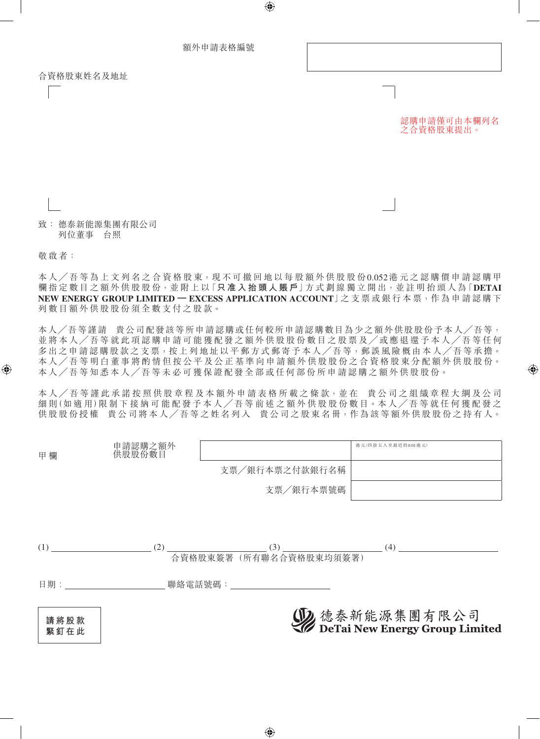額外申請表格編號

合資格股東姓名及地址

認購申請僅可由本欄列名之合資格股東提出。

致： 德泰新能源集團有限公司
列位董事　台照

敬啟者：

本人／吾等為上文列名之合資格股東，現不可撤回地以每股額外供股股份0.052港元之認購價申請認購甲欄指定數目之額外供股股份，並附上以「**只准入抬頭人賬戶**」方式劃線獨立開出，並註明抬頭人為「**DETAI NEW ENERGY GROUP LIMITED — EXCESS APPLICATION ACCOUNT**」之支票或銀行本票，作為申請認購下列數目額外供股股份須全數支付之股款。

本人／吾等謹請　貴公司配發該等所申請認購或任何較所申請認購數目為少之額外供股股份予本人／吾等，並將本人／吾等就此項認購申請可能獲配發之額外供股股份數目之股票及／或應退還予本人／吾等任何多出之申請認購股款之支票，按上列地址以平郵方式郵寄予本人／吾等，郵誤風險概由本人／吾等承擔。本人／吾等明白董事將酌情但按公平及公正基準向申請額外供股股份之合資格股東分配額外供股股份。本人／吾等知悉本人／吾等未必可獲保證配發全部或任何部份所申請認購之額外供股股份。

本人／吾等謹此承諾按照供股章程及本額外申請表格所載之條款，並在　貴公司之組織章程大綱及公司細則(如適用)限制下接納可能配發予本人／吾等前述之額外供股股份數目。本人／吾等就任何獲配發之供股股份授權　貴公司將本人／吾等之姓名列入　貴公司之股東名冊，作為該等額外供股股份之持有人。

| | | | |
|---|---|---|---|
| 甲欄 | 申請認購之額外供股股份數目 | | 港元(四捨五入至最近的0.01港元) |
| | | 支票／銀行本票之付款銀行名稱 | |
| | | 支票／銀行本票號碼 | |

(1) ____________ (2) ____________ (3) ____________ (4) ____________

合資格股東簽署（所有聯名合資格股東均須簽署）

日期：____________ 聯絡電話號碼：____________

**請將股款緊釘在此**

德泰新能源集團有限公司
DeTai New Energy Group Limited